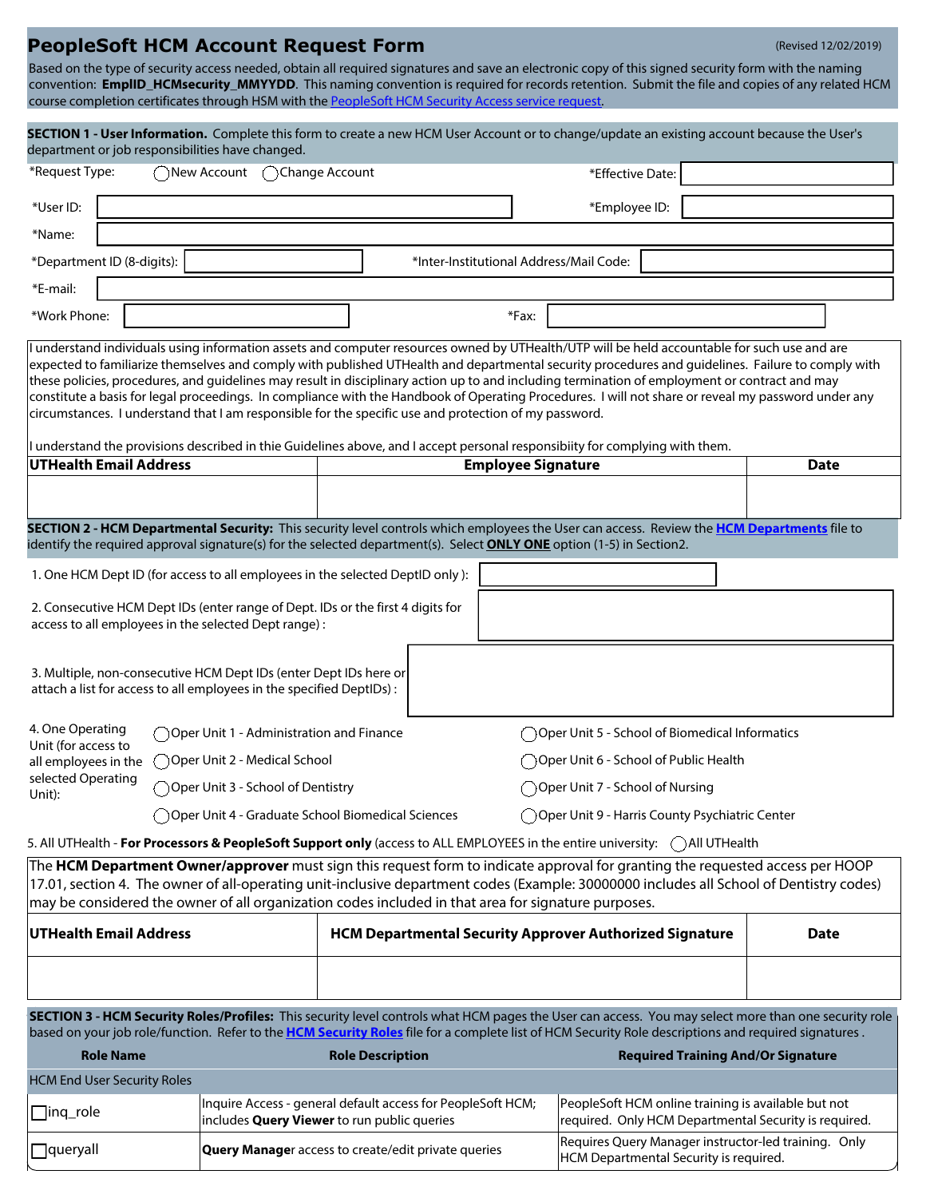# PeopleSoft HCM Account Request Form

(Revised 12/02/2019)

Based on the type of security access needed, obtain all required signatures and save an electronic copy of this signed security form with the naming convention: **EmplID_HCMsecurity_MMYYDD**. This naming convention is required for records retention. Submit the file and copies of any related HCM course completion certificates through HSM with the PeopleSoft HCM Security Access service request.

## SECTION 1 - User Information.

Complete this form to create a new HCM User Account or to change/update an existing account because the User's department or job responsibilities have changed.

*Request Type: ◯New Account ◯Change Account

*Effective Date:

*User ID:

*Employee ID:

*Name:

*Department ID (8-digits):

*Inter-Institutional Address/Mail Code:

*E-mail:

*Work Phone:

*Fax:

I understand individuals using information assets and computer resources owned by UTHealth/UTP will be held accountable for such use and are expected to familiarize themselves and comply with published UTHealth and departmental security procedures and guidelines. Failure to comply with these policies, procedures, and guidelines may result in disciplinary action up to and including termination of employment or contract and may constitute a basis for legal proceedings. In compliance with the Handbook of Operating Procedures. I will not share or reveal my password under any circumstances. I understand that I am responsible for the specific use and protection of my password.

I understand the provisions described in thie Guidelines above, and I accept personal responsibiity for complying with them.

| UTHealth Email Address | Employee Signature | Date |
|---|---|---|
| | | |

## SECTION 2 - HCM Departmental Security:

This security level controls which employees the User can access. Review the **HCM Departments** file to identify the required approval signature(s) for the selected department(s). Select **ONLY ONE** option (1-5) in Section2.

1. One HCM Dept ID (for access to all employees in the selected DeptID only ):

2. Consecutive HCM Dept IDs (enter range of Dept. IDs or the first 4 digits for access to all employees in the selected Dept range) :

3. Multiple, non-consecutive HCM Dept IDs (enter Dept IDs here or attach a list for access to all employees in the specified DeptIDs) :

4. One Operating Unit (for access to all employees in the selected Operating Unit):
   - ◯Oper Unit 1 - Administration and Finance
   - ◯Oper Unit 2 - Medical School
   - ◯Oper Unit 3 - School of Dentistry
   - ◯Oper Unit 4 - Graduate School Biomedical Sciences
   - ◯Oper Unit 5 - School of Biomedical Informatics
   - ◯Oper Unit 6 - School of Public Health
   - ◯Oper Unit 7 - School of Nursing
   - ◯Oper Unit 9 - Harris County Psychiatric Center

5. All UTHealth - **For Processors & PeopleSoft Support only** (access to ALL EMPLOYEES in the entire university: ◯All UTHealth

The **HCM Department Owner/approver** must sign this request form to indicate approval for granting the requested access per HOOP 17.01, section 4. The owner of all-operating unit-inclusive department codes (Example: 30000000 includes all School of Dentistry codes) may be considered the owner of all organization codes included in that area for signature purposes.

| UTHealth Email Address | HCM Departmental Security Approver Authorized Signature | Date |
|---|---|---|
| | | |

## SECTION 3 - HCM Security Roles/Profiles:

This security level controls what HCM pages the User can access. You may select more than one security role based on your job role/function. Refer to the **HCM Security Roles** file for a complete list of HCM Security Role descriptions and required signatures .

| Role Name | Role Description | Required Training And/Or Signature |
|---|---|---|
| HCM End User Security Roles | | |
| ☐inq_role | Inquire Access - general default access for PeopleSoft HCM; includes **Query Viewer** to run public queries | PeopleSoft HCM online training is available but not required. Only HCM Departmental Security is required. |
| ☐queryall | **Query Manage**r access to create/edit private queries | Requires Query Manager instructor-led training. Only HCM Departmental Security is required. |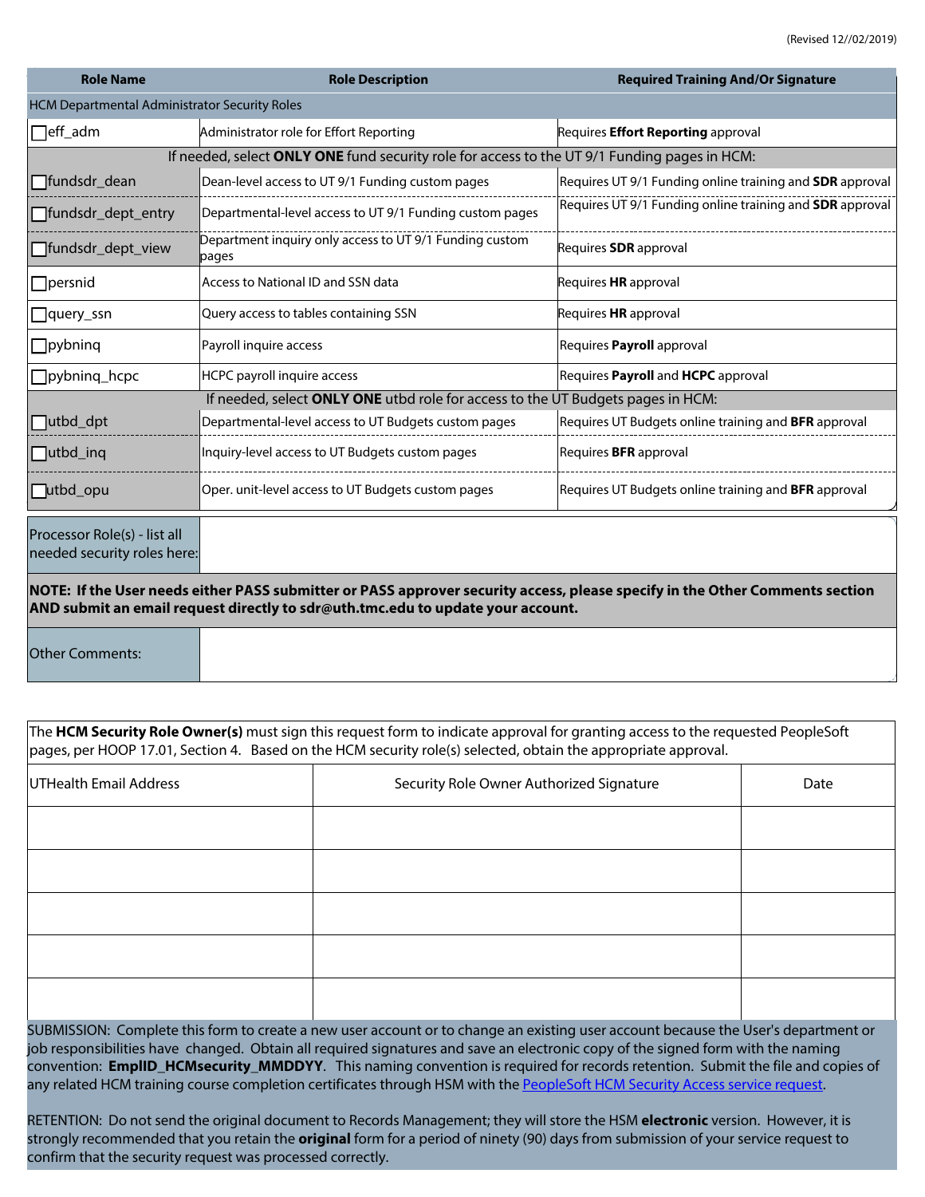(Revised 12//02/2019)

| Role Name | Role Description | Required Training And/Or Signature |
|---|---|---|
| HCM Departmental Administrator Security Roles | | |
| ☐eff_adm | Administrator role for Effort Reporting | Requires **Effort Reporting** approval |
| If needed, select **ONLY ONE** fund security role for access to the UT 9/1 Funding pages in HCM: | | |
| ☐fundsdr_dean | Dean-level access to UT 9/1 Funding custom pages | Requires UT 9/1 Funding online training and **SDR** approval |
| ☐fundsdr_dept_entry | Departmental-level access to UT 9/1 Funding custom pages | Requires UT 9/1 Funding online training and **SDR** approval |
| ☐fundsdr_dept_view | Department inquiry only access to UT 9/1 Funding custom pages | Requires **SDR** approval |
| ☐persnid | Access to National ID and SSN data | Requires **HR** approval |
| ☐query_ssn | Query access to tables containing SSN | Requires **HR** approval |
| ☐pybninq | Payroll inquire access | Requires **Payroll** approval |
| ☐pybninq_hcpc | HCPC payroll inquire access | Requires **Payroll** and **HCPC** approval |
| If needed, select **ONLY ONE** utbd role for access to the UT Budgets pages in HCM: | | |
| ☐utbd_dpt | Departmental-level access to UT Budgets custom pages | Requires UT Budgets online training and **BFR** approval |
| ☐utbd_inq | Inquiry-level access to UT Budgets custom pages | Requires **BFR** approval |
| ☐utbd_opu | Oper. unit-level access to UT Budgets custom pages | Requires UT Budgets online training and **BFR** approval |

| | |
|---|---|
| Processor Role(s) - list all needed security roles here: | |

**NOTE: If the User needs either PASS submitter or PASS approver security access, please specify in the Other Comments section AND submit an email request directly to sdr@uth.tmc.edu to update your account.**

| | |
|---|---|
| Other Comments: | |

The **HCM Security Role Owner(s)** must sign this request form to indicate approval for granting access to the requested PeopleSoft pages, per HOOP 17.01, Section 4. Based on the HCM security role(s) selected, obtain the appropriate approval.

| UTHealth Email Address | Security Role Owner Authorized Signature | Date |
|---|---|---|
| | | |
| | | |
| | | |
| | | |
| | | |

SUBMISSION: Complete this form to create a new user account or to change an existing user account because the User's department or job responsibilities have changed. Obtain all required signatures and save an electronic copy of the signed form with the naming convention: **EmplID_HCMsecurity_MMDDYY**. This naming convention is required for records retention. Submit the file and copies of any related HCM training course completion certificates through HSM with the [PeopleSoft HCM Security Access service request](PeopleSoft HCM Security Access service request).

RETENTION: Do not send the original document to Records Management; they will store the HSM **electronic** version. However, it is strongly recommended that you retain the **original** form for a period of ninety (90) days from submission of your service request to confirm that the security request was processed correctly.